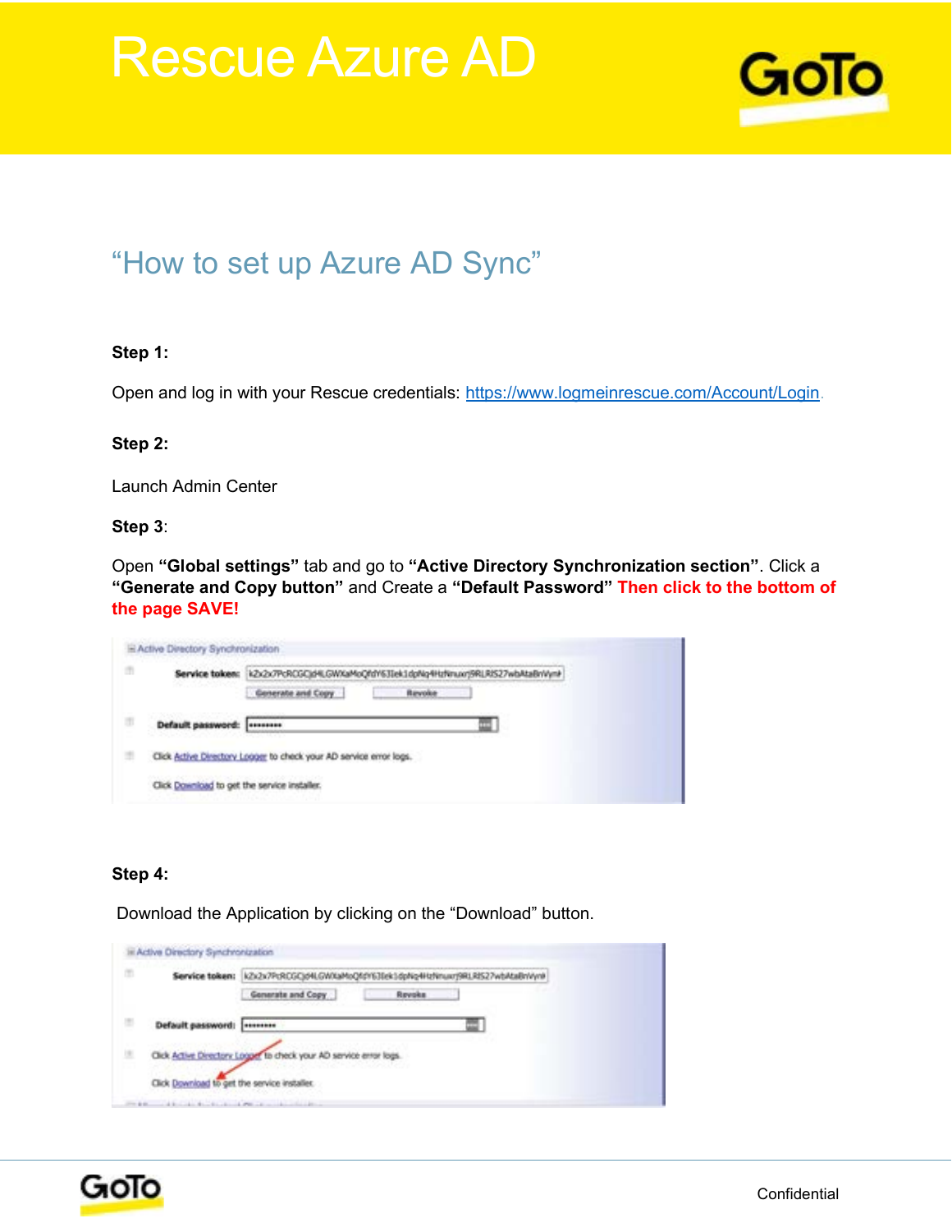# Rescue Azure AD

## "How to set up Azure AD Sync"

**Step 1:**

Open and log in with your Rescue credentials: [https://www.logmeinrescue.com/Account/Login](https://www.logmeinrescue.com/Account/Login).

**Step 2:**

Launch Admin Center

**Step 3**:

Open **"Global settings"** tab and go to **"Active Directory Synchronization section"**. Click a **"Generate and Copy button"** and Create a **"Default Password"** **Then click to the bottom of the page SAVE!**

**Step 4:**

Download the Application by clicking on the "Download" button.

Confidential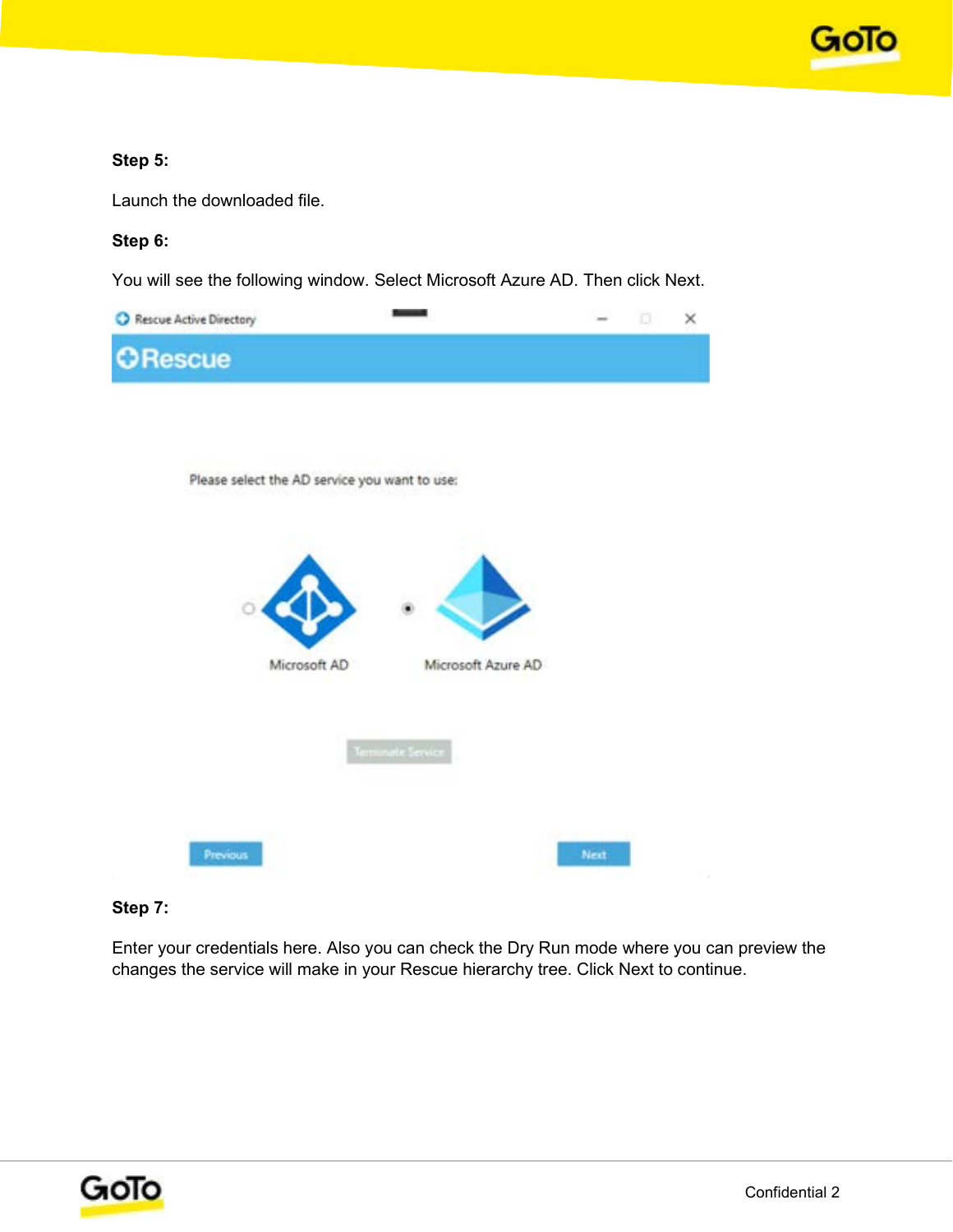**Step 5:**

Launch the downloaded file.

**Step 6:**

You will see the following window. Select Microsoft Azure AD. Then click Next.

**Step 7:**

Enter your credentials here. Also you can check the Dry Run mode where you can preview the changes the service will make in your Rescue hierarchy tree. Click Next to continue.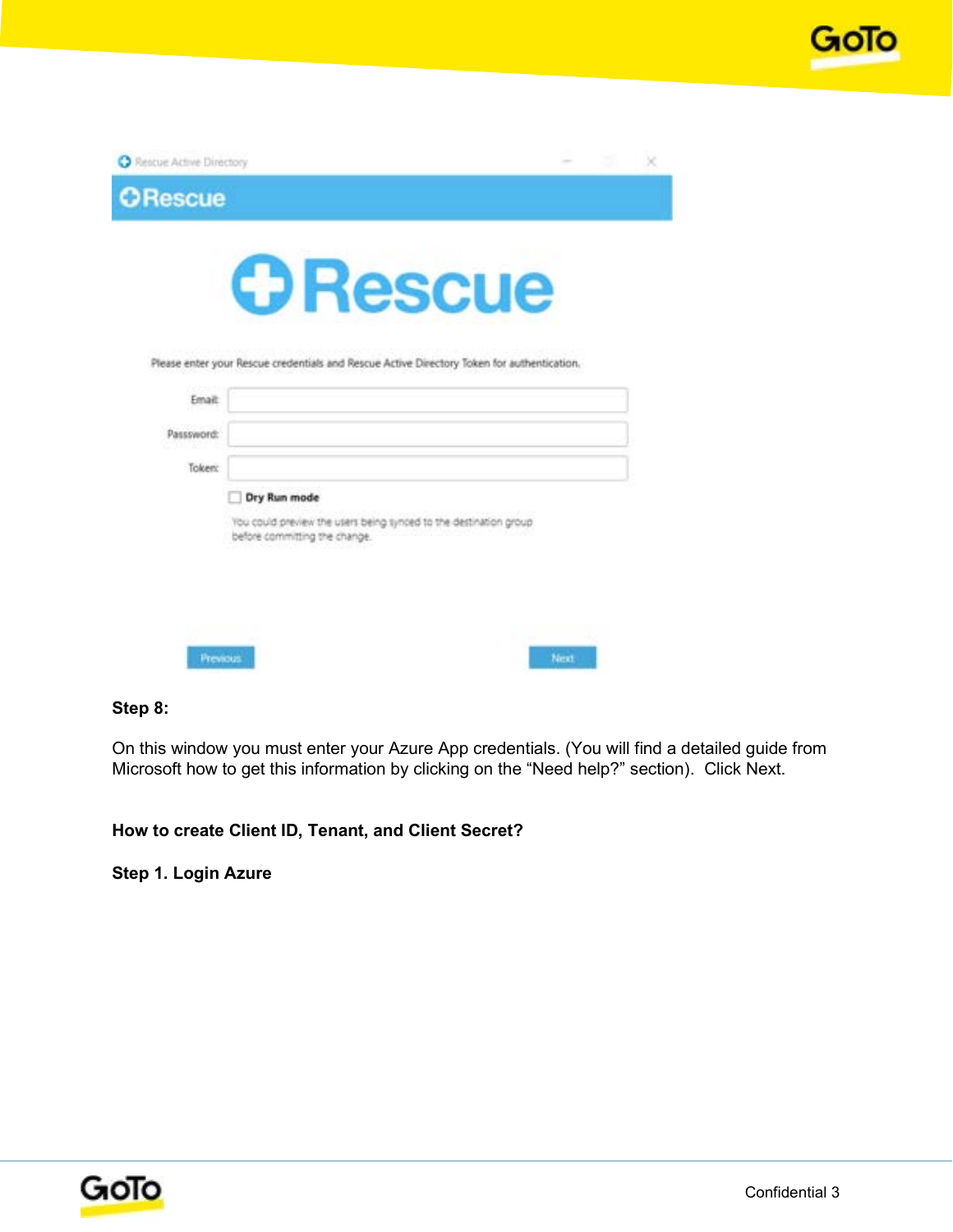**Step 8:**

On this window you must enter your Azure App credentials. (You will find a detailed guide from Microsoft how to get this information by clicking on the “Need help?” section). Click Next.

**How to create Client ID, Tenant, and Client Secret?**

**Step 1. Login Azure**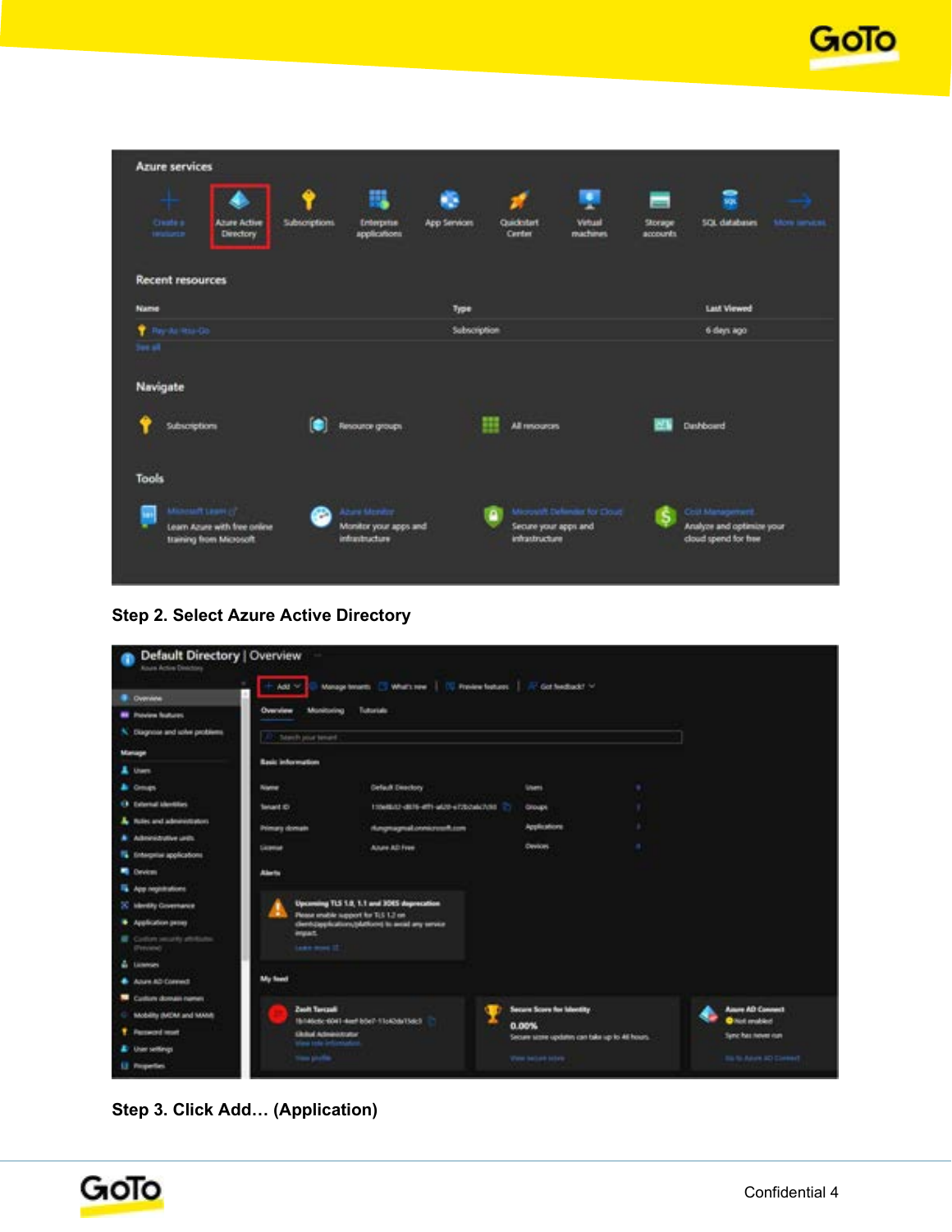**Step 2. Select Azure Active Directory**

**Step 3. Click Add… (Application)**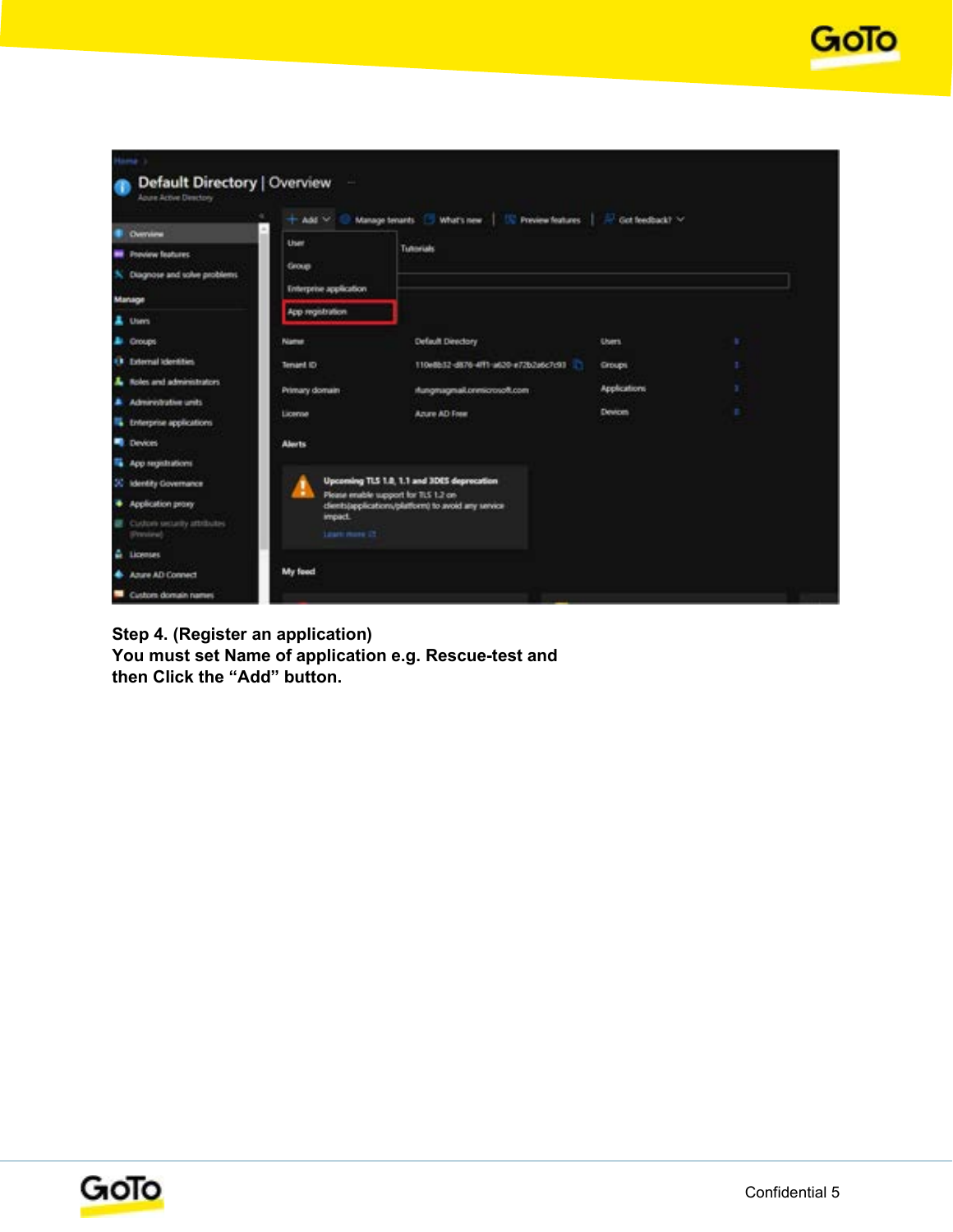**Step 4. (Register an application)**
**You must set Name of application e.g. Rescue-test and then Click the “Add” button.**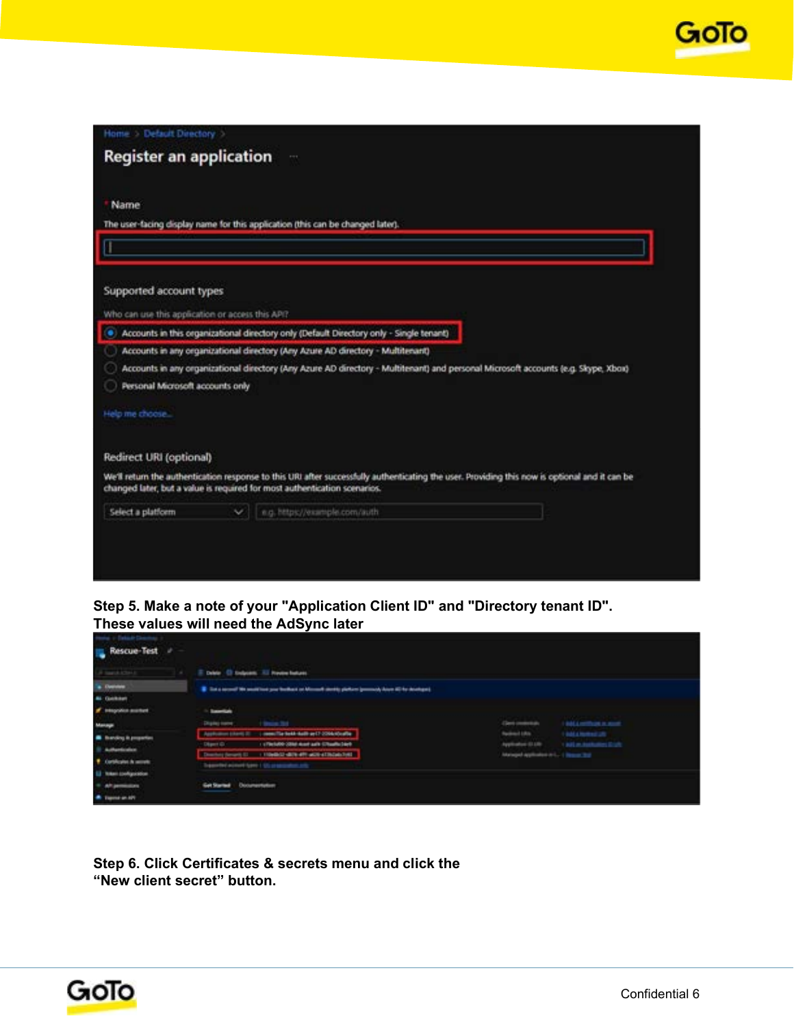**Step 5. Make a note of your "Application Client ID" and "Directory tenant ID". These values will need the AdSync later**

**Step 6. Click Certificates & secrets menu and click the "New client secret" button.**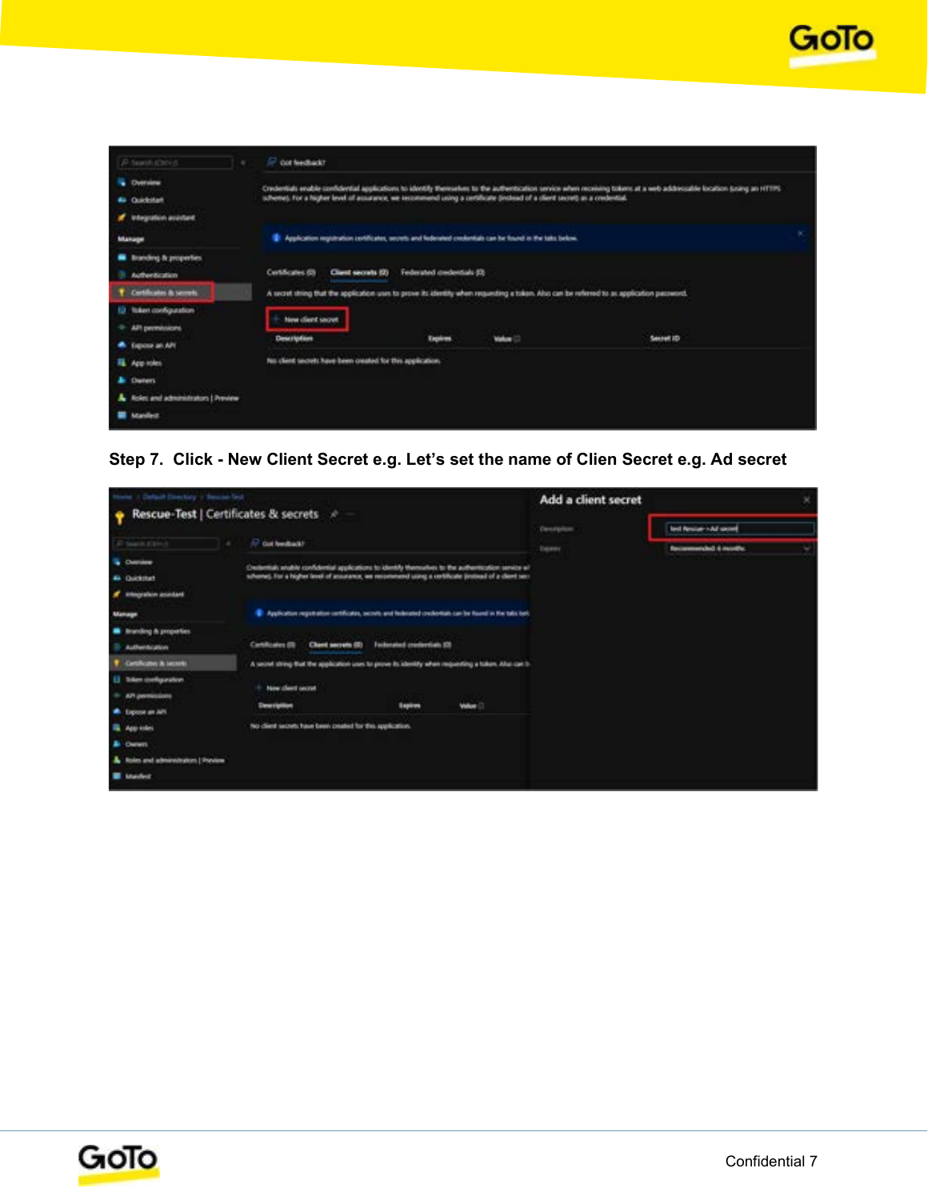**Step 7. Click - New Client Secret e.g. Let's set the name of Clien Secret e.g. Ad secret**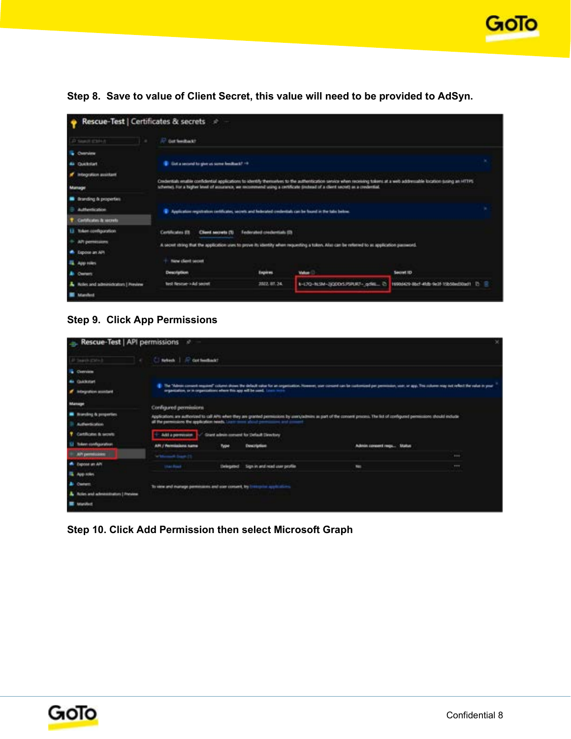**Step 8. Save to value of Client Secret, this value will need to be provided to AdSyn.**

**Step 9. Click App Permissions**

**Step 10. Click Add Permission then select Microsoft Graph**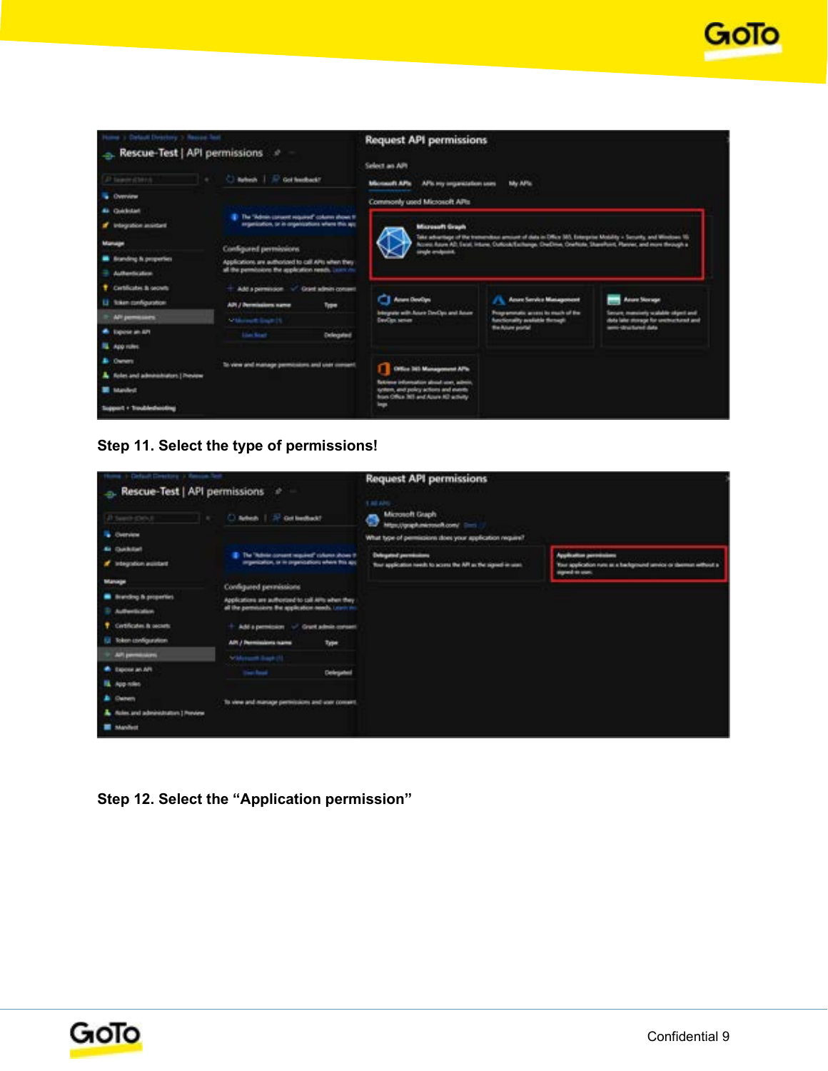Step 11. Select the type of permissions!

Step 12. Select the “Application permission”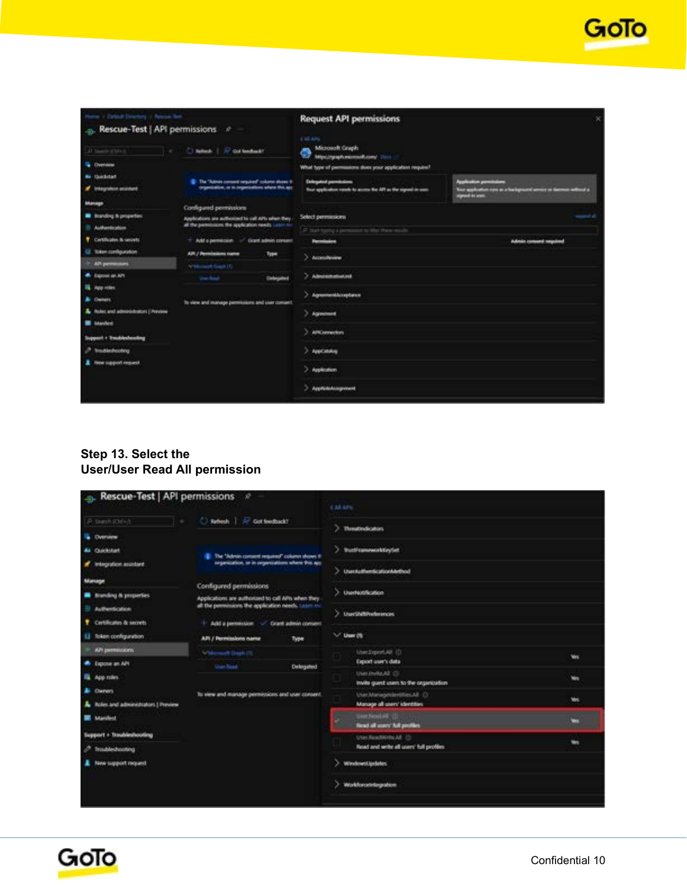**Step 13. Select the**
**User/User Read All permission**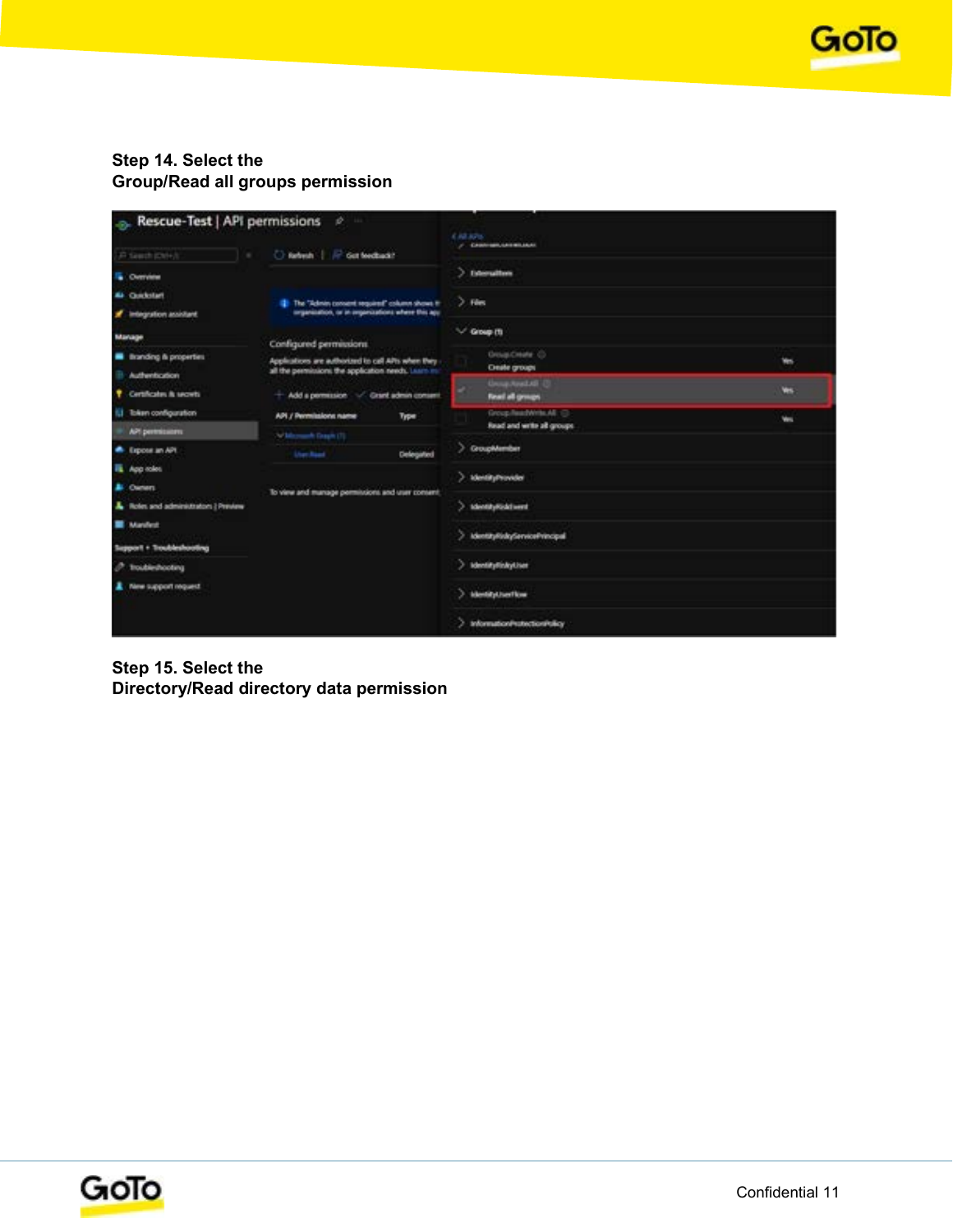**Step 14. Select the**
**Group/Read all groups permission**

**Step 15. Select the**
**Directory/Read directory data permission**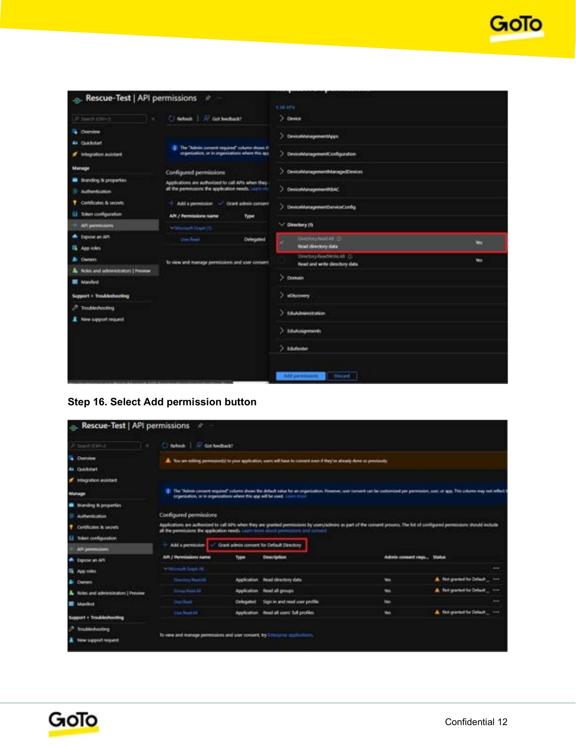**Step 16. Select Add permission button**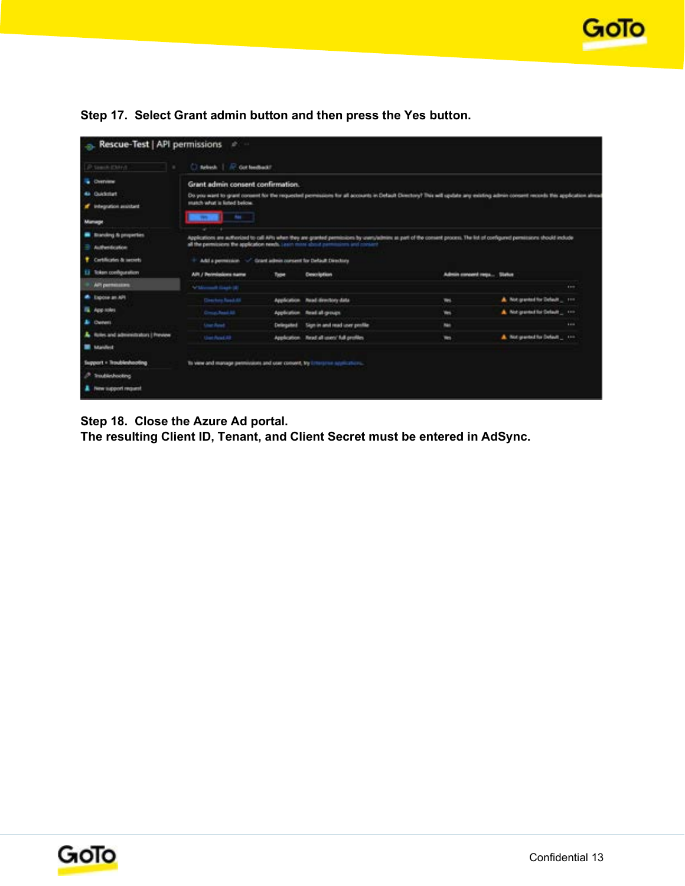**Step 17. Select Grant admin button and then press the Yes button.**

**Step 18. Close the Azure Ad portal.**
**The resulting Client ID, Tenant, and Client Secret must be entered in AdSync.**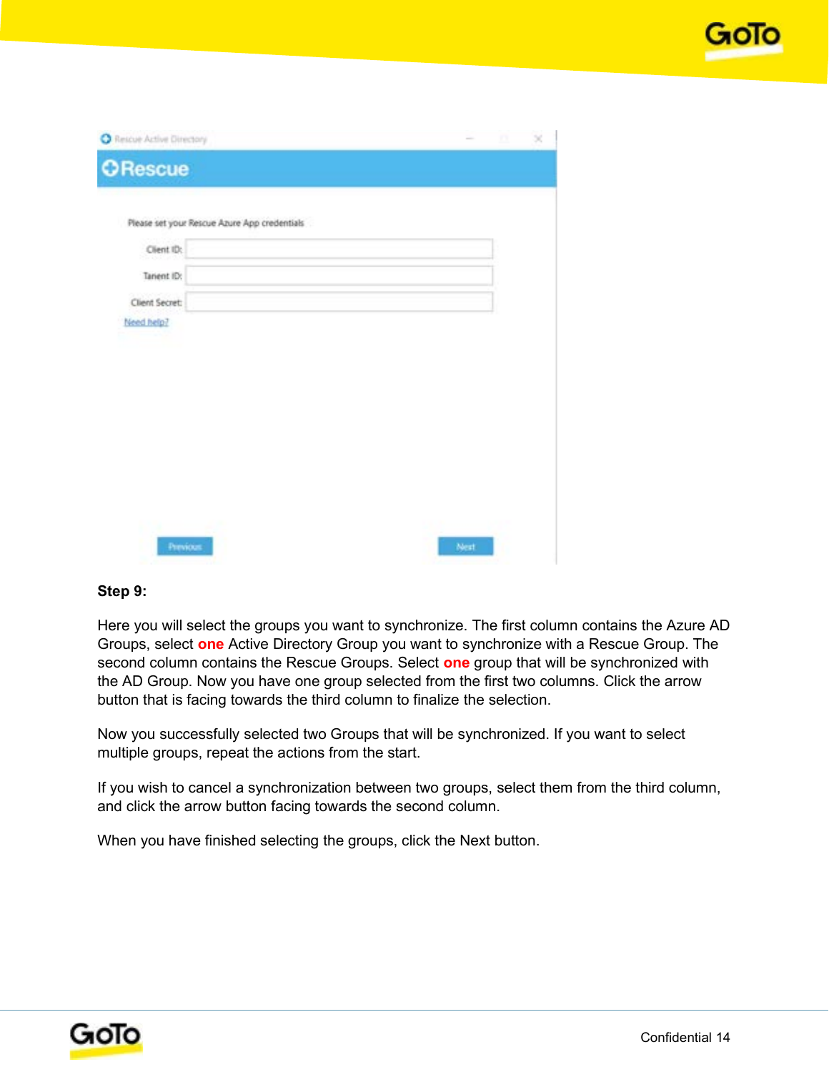**Step 9:**

Here you will select the groups you want to synchronize. The first column contains the Azure AD Groups, select **one** Active Directory Group you want to synchronize with a Rescue Group. The second column contains the Rescue Groups. Select **one** group that will be synchronized with the AD Group. Now you have one group selected from the first two columns. Click the arrow button that is facing towards the third column to finalize the selection.

Now you successfully selected two Groups that will be synchronized. If you want to select multiple groups, repeat the actions from the start.

If you wish to cancel a synchronization between two groups, select them from the third column, and click the arrow button facing towards the second column.

When you have finished selecting the groups, click the Next button.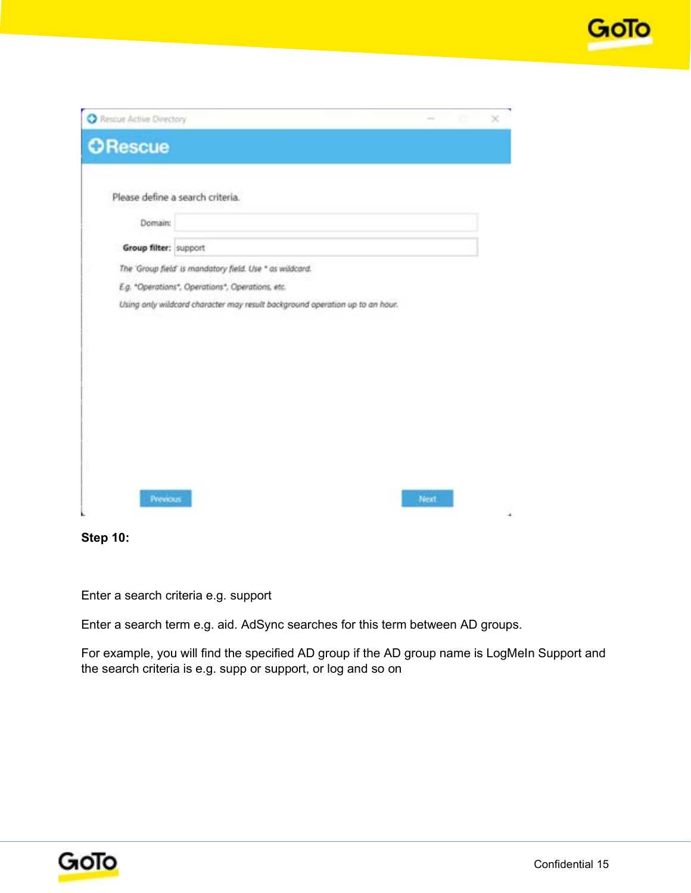**Step 10:**

Enter a search criteria e.g. support

Enter a search term e.g. aid. AdSync searches for this term between AD groups.

For example, you will find the specified AD group if the AD group name is LogMeIn Support and the search criteria is e.g. supp or support, or log and so on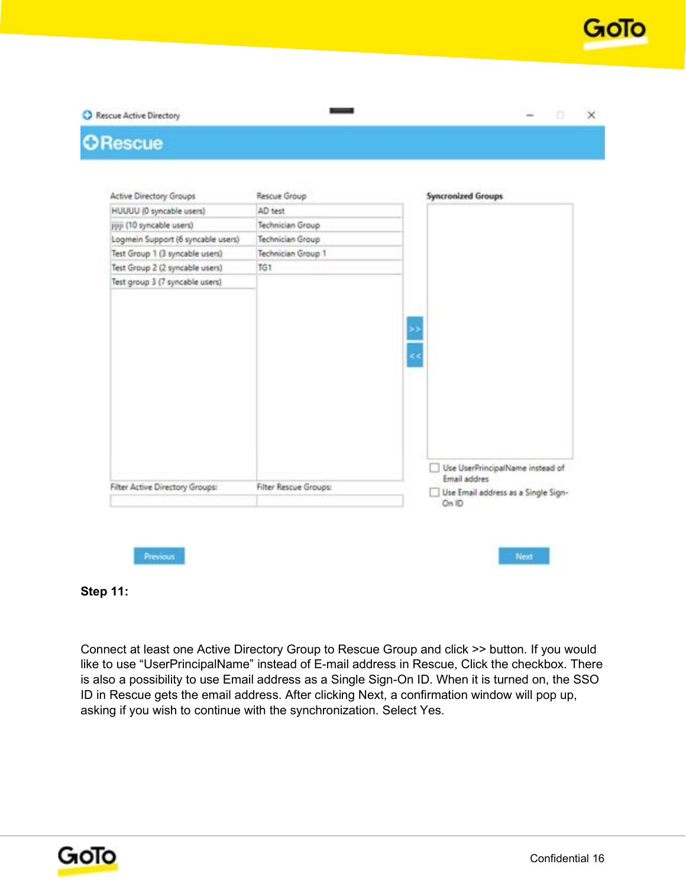**Step 11:**

Connect at least one Active Directory Group to Rescue Group and click >> button. If you would like to use “UserPrincipalName” instead of E-mail address in Rescue, Click the checkbox. There is also a possibility to use Email address as a Single Sign-On ID. When it is turned on, the SSO ID in Rescue gets the email address. After clicking Next, a confirmation window will pop up, asking if you wish to continue with the synchronization. Select Yes.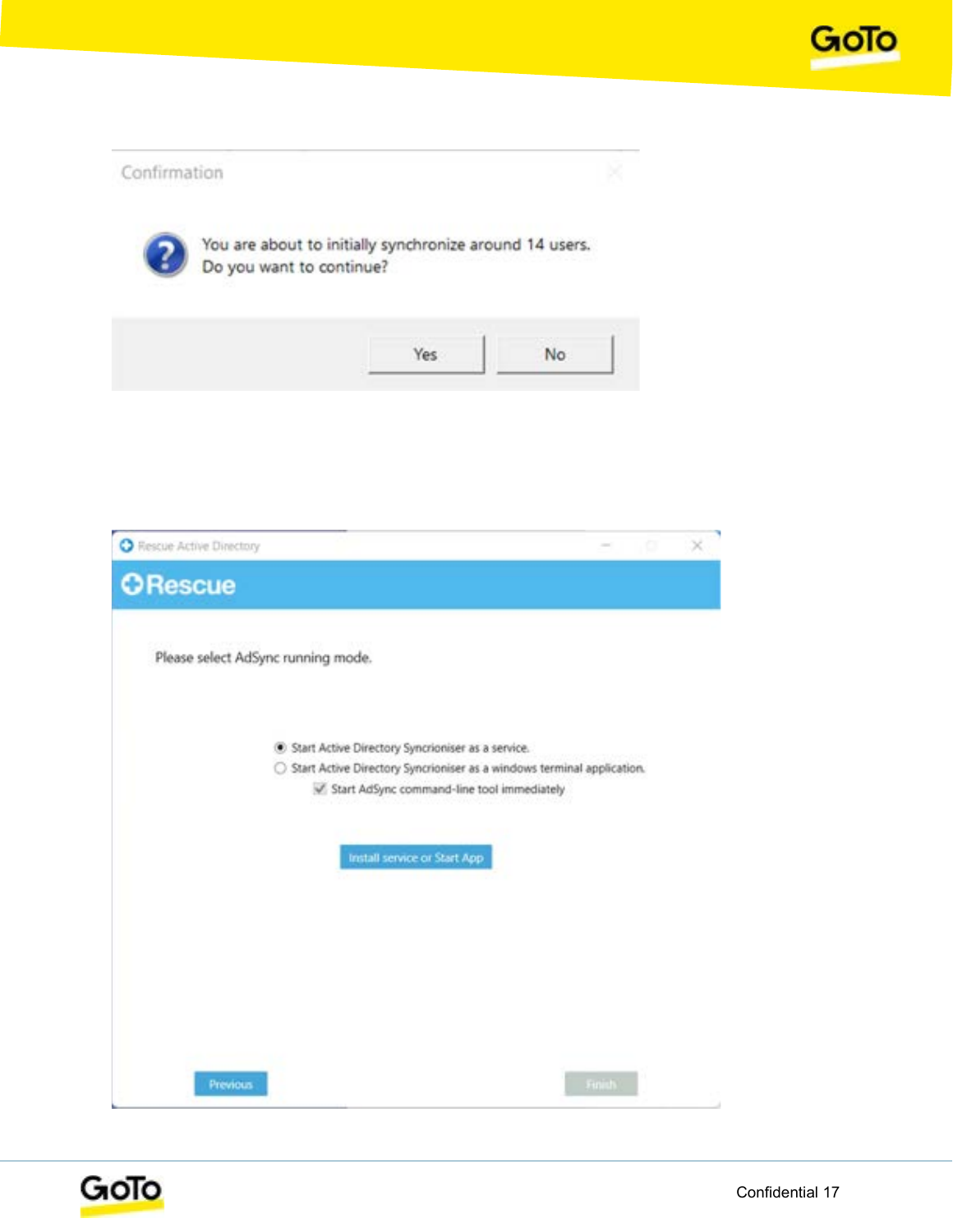Confirmation

You are about to initially synchronize around 14 users.
Do you want to continue?

Yes No

Rescue Active Directory

Rescue

Please select AdSync running mode.

- Start Active Directory Syncrioniser as a service.
- Start Active Directory Syncrioniser as a windows terminal application.
  - Start AdSync command-line tool immediately

Install service or Start App

Previous Finish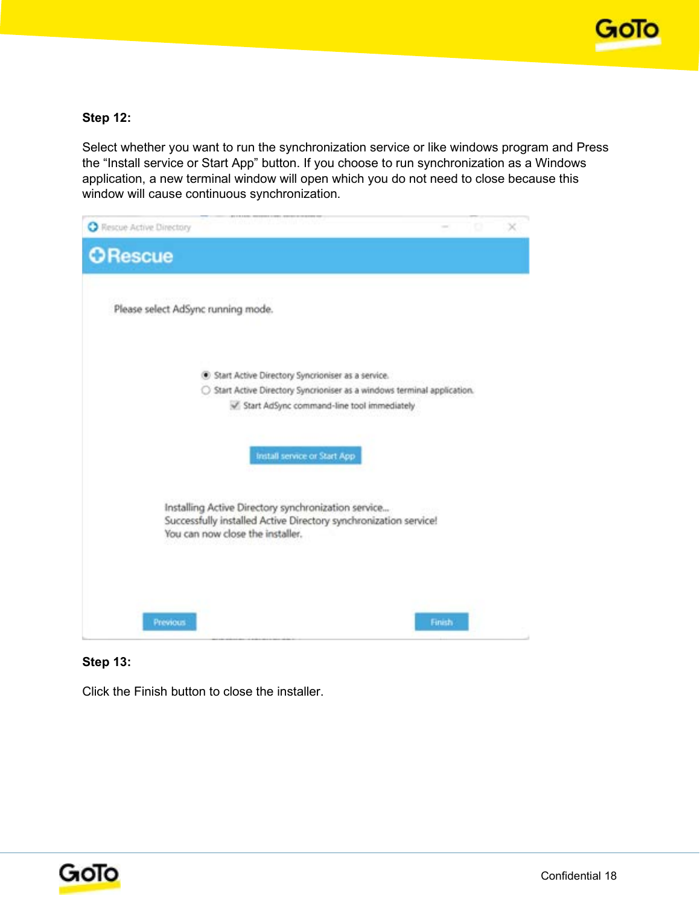**Step 12:**

Select whether you want to run the synchronization service or like windows program and Press the “Install service or Start App” button. If you choose to run synchronization as a Windows application, a new terminal window will open which you do not need to close because this window will cause continuous synchronization.

**Step 13:**

Click the Finish button to close the installer.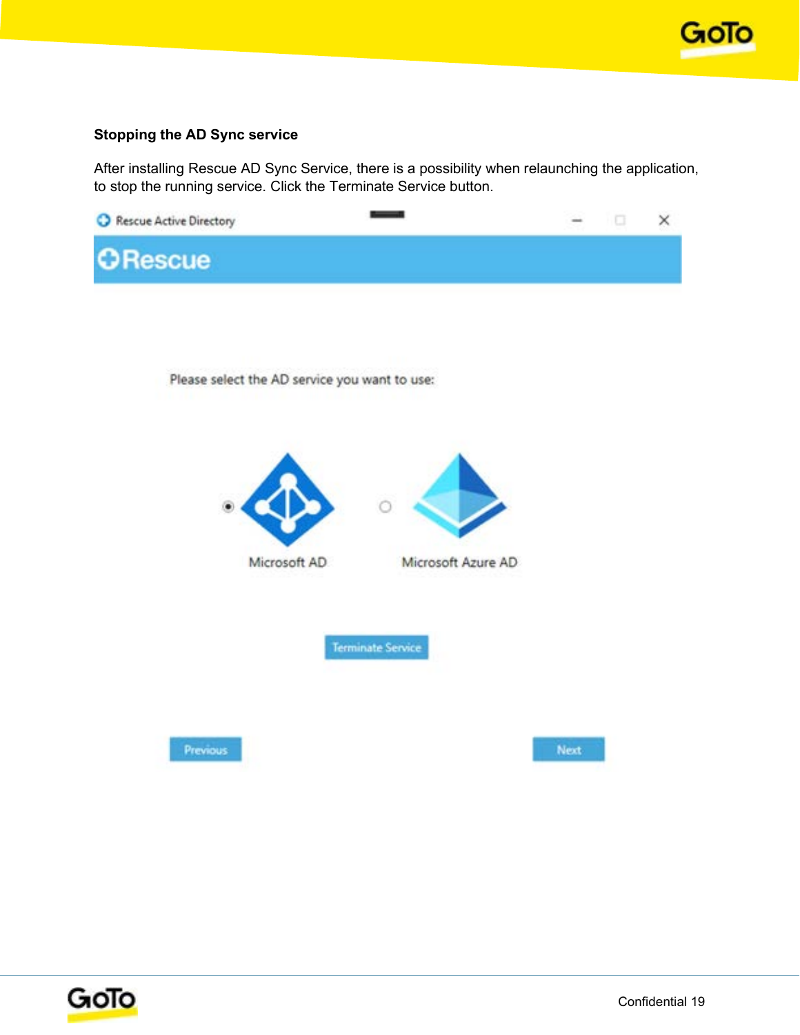### Stopping the AD Sync service

After installing Rescue AD Sync Service, there is a possibility when relaunching the application, to stop the running service. Click the Terminate Service button.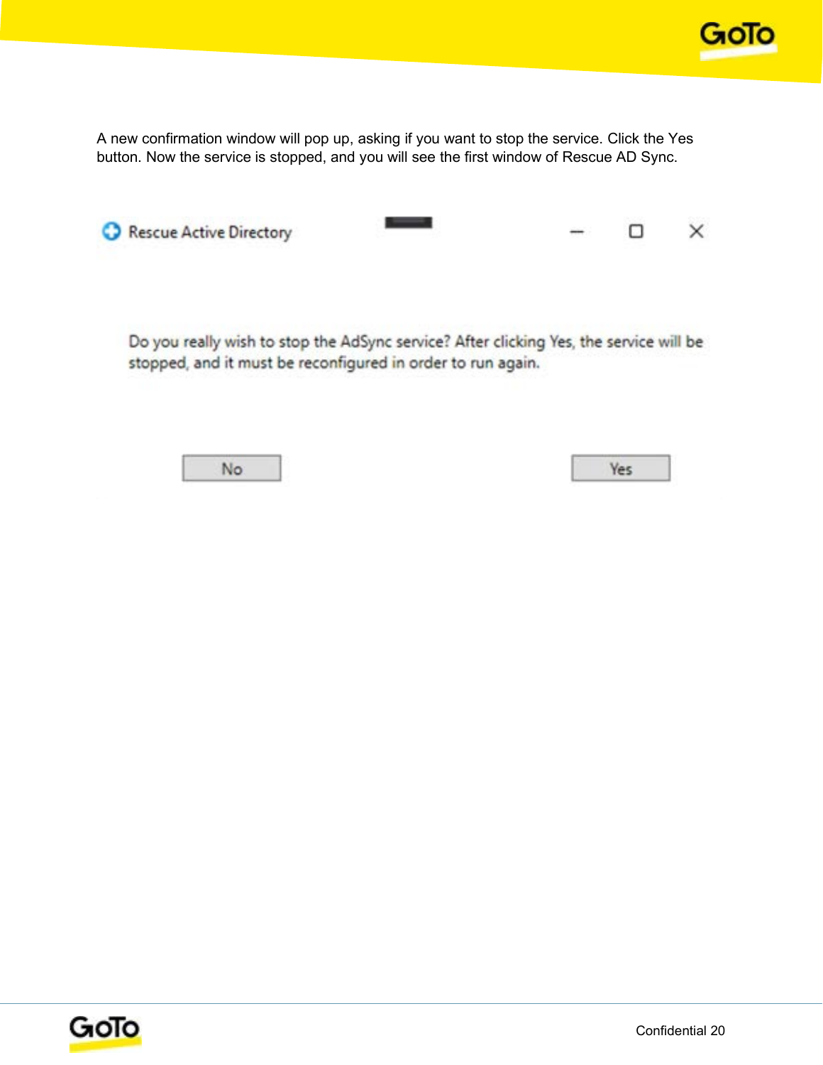A new confirmation window will pop up, asking if you want to stop the service. Click the Yes button. Now the service is stopped, and you will see the first window of Rescue AD Sync.

Rescue Active Directory

Do you really wish to stop the AdSync service? After clicking Yes, the service will be stopped, and it must be reconfigured in order to run again.

No

Yes